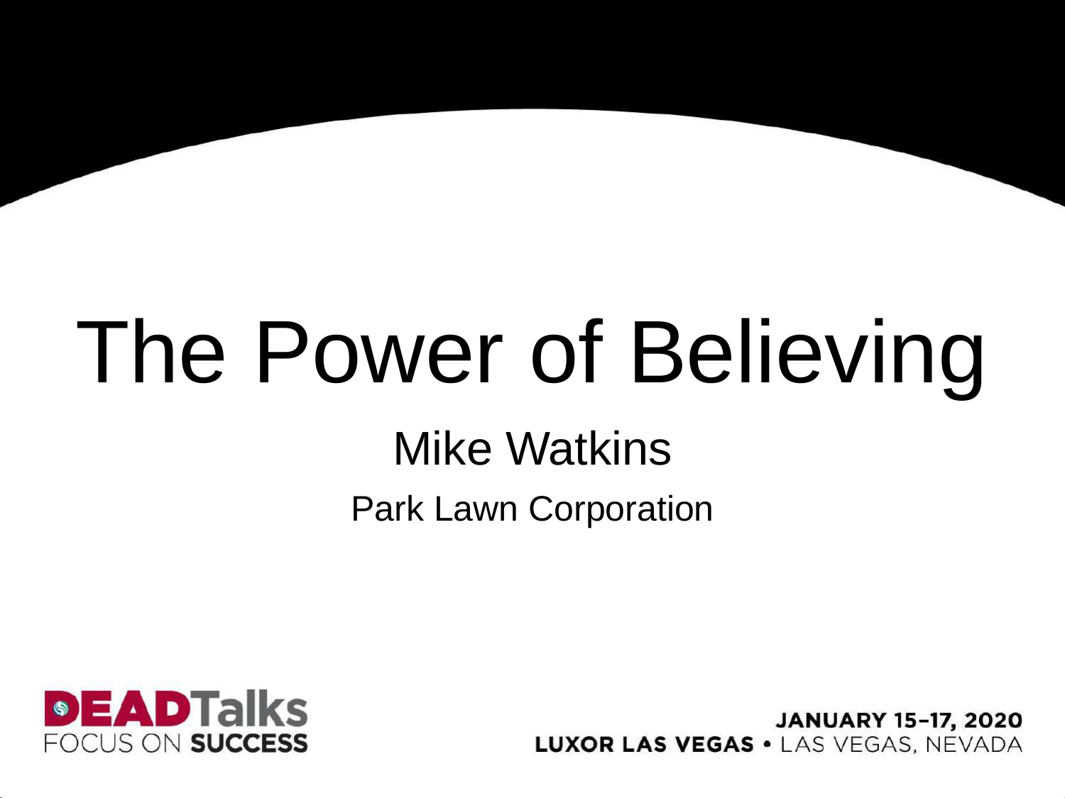# The Power of Believing

## Mike Watkins

Park Lawn Corporation

DEADTalks
FOCUS ON SUCCESS

JANUARY 15–17, 2020
LUXOR LAS VEGAS • LAS VEGAS, NEVADA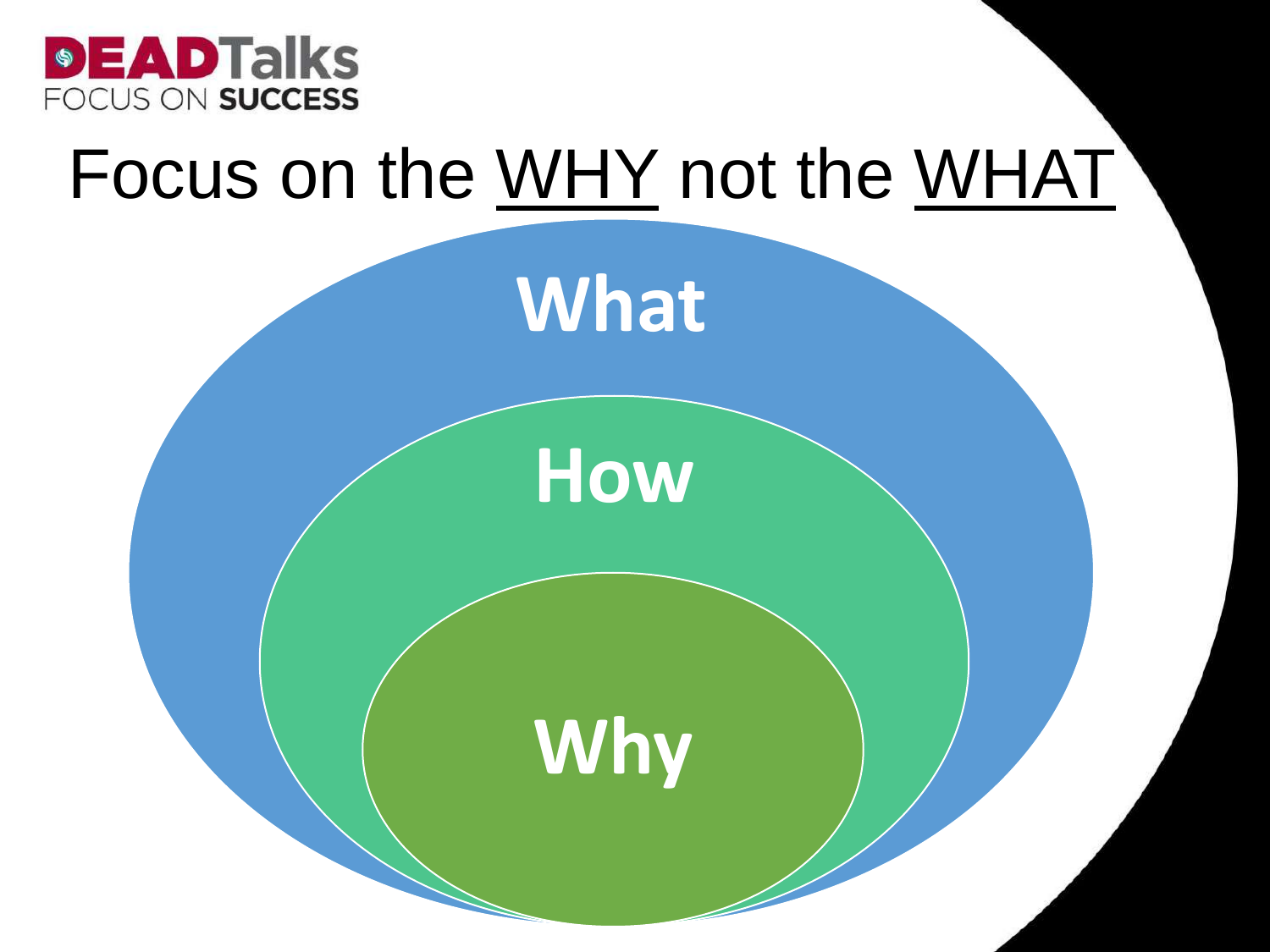# Focus on the WHY not the WHAT

What

How

Why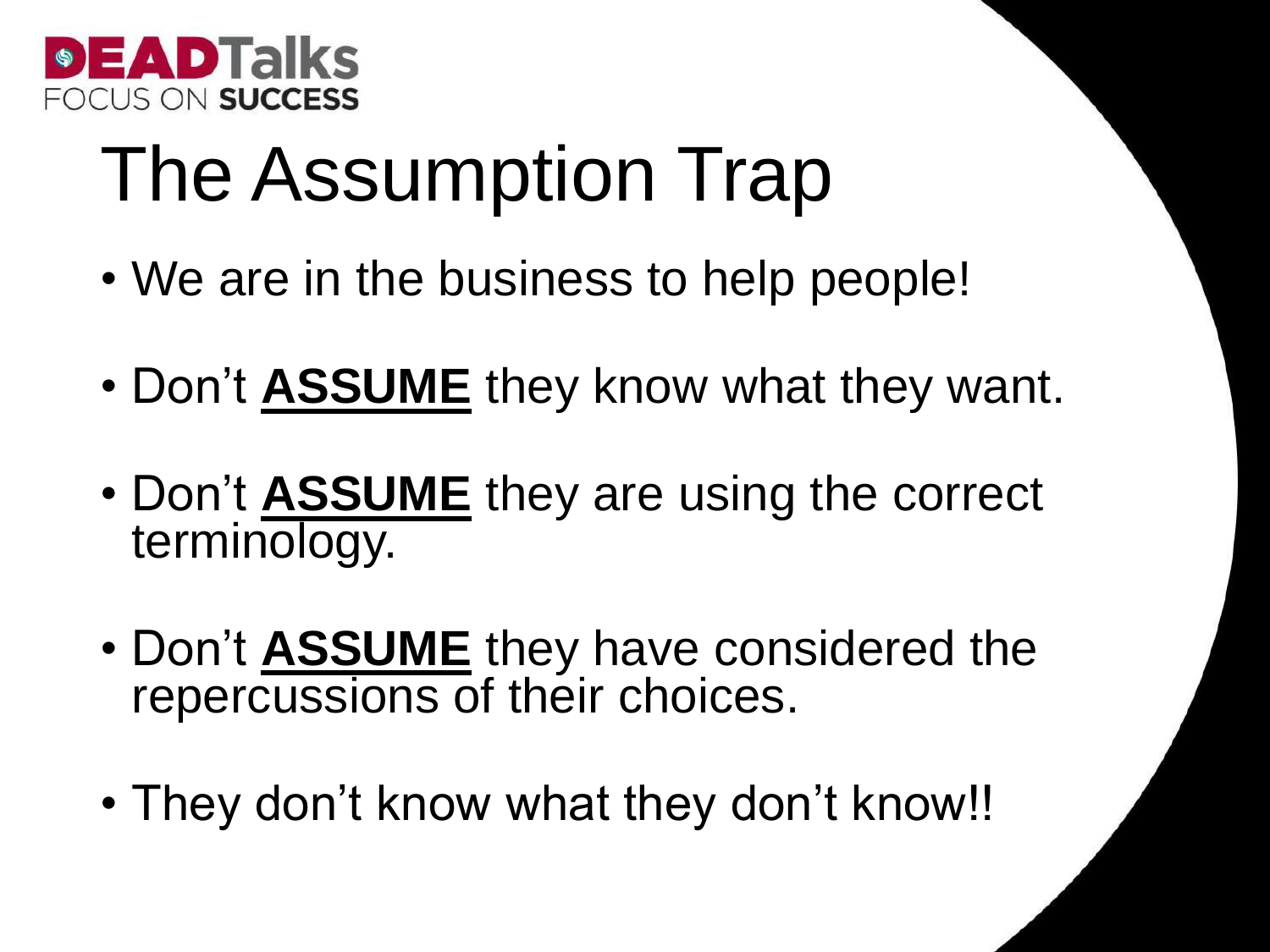DEADTalks
FOCUS ON SUCCESS

# The Assumption Trap

- We are in the business to help people!
- Don't **ASSUME** they know what they want.
- Don't **ASSUME** they are using the correct terminology.
- Don't **ASSUME** they have considered the repercussions of their choices.
- They don't know what they don't know!!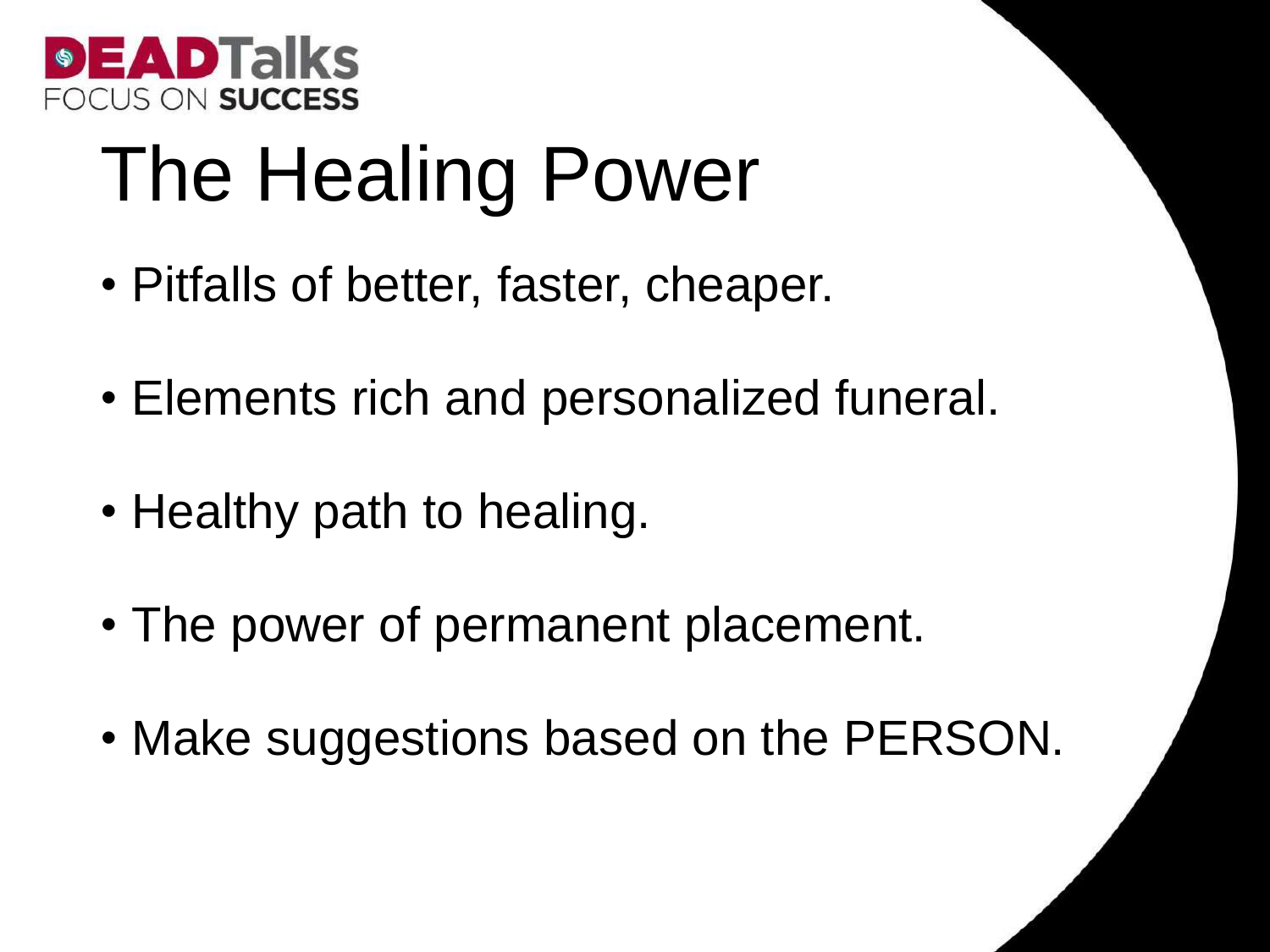DEADTalks
FOCUS ON SUCCESS

# The Healing Power

- Pitfalls of better, faster, cheaper.
- Elements rich and personalized funeral.
- Healthy path to healing.
- The power of permanent placement.
- Make suggestions based on the PERSON.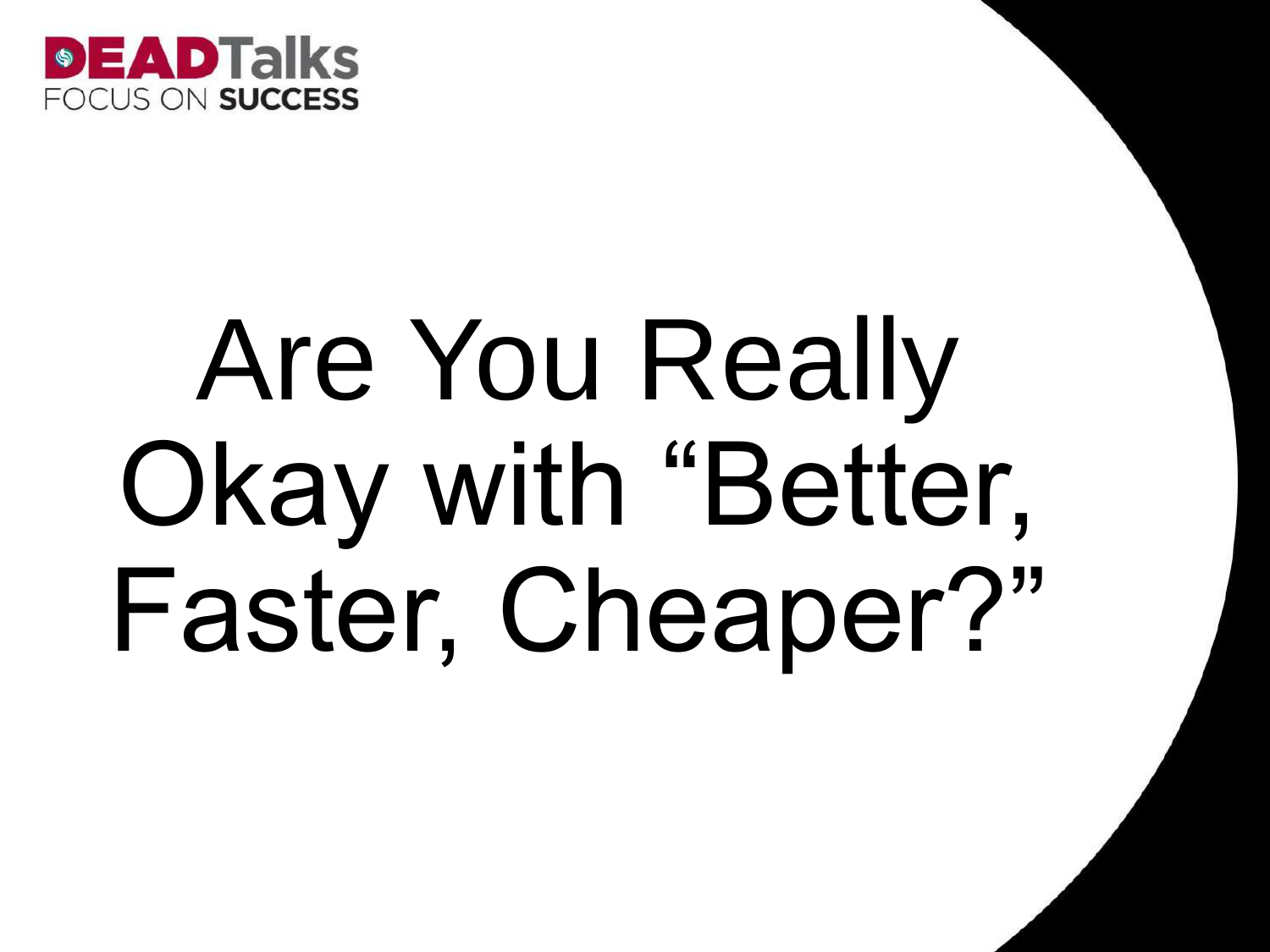# Are You Really Okay with "Better, Faster, Cheaper?"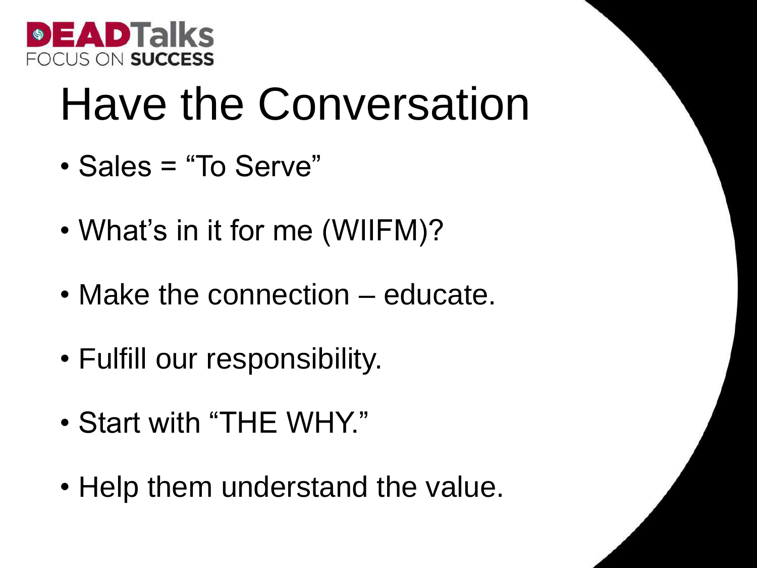# Have the Conversation

- Sales = "To Serve"
- What's in it for me (WIIFM)?
- Make the connection – educate.
- Fulfill our responsibility.
- Start with "THE WHY."
- Help them understand the value.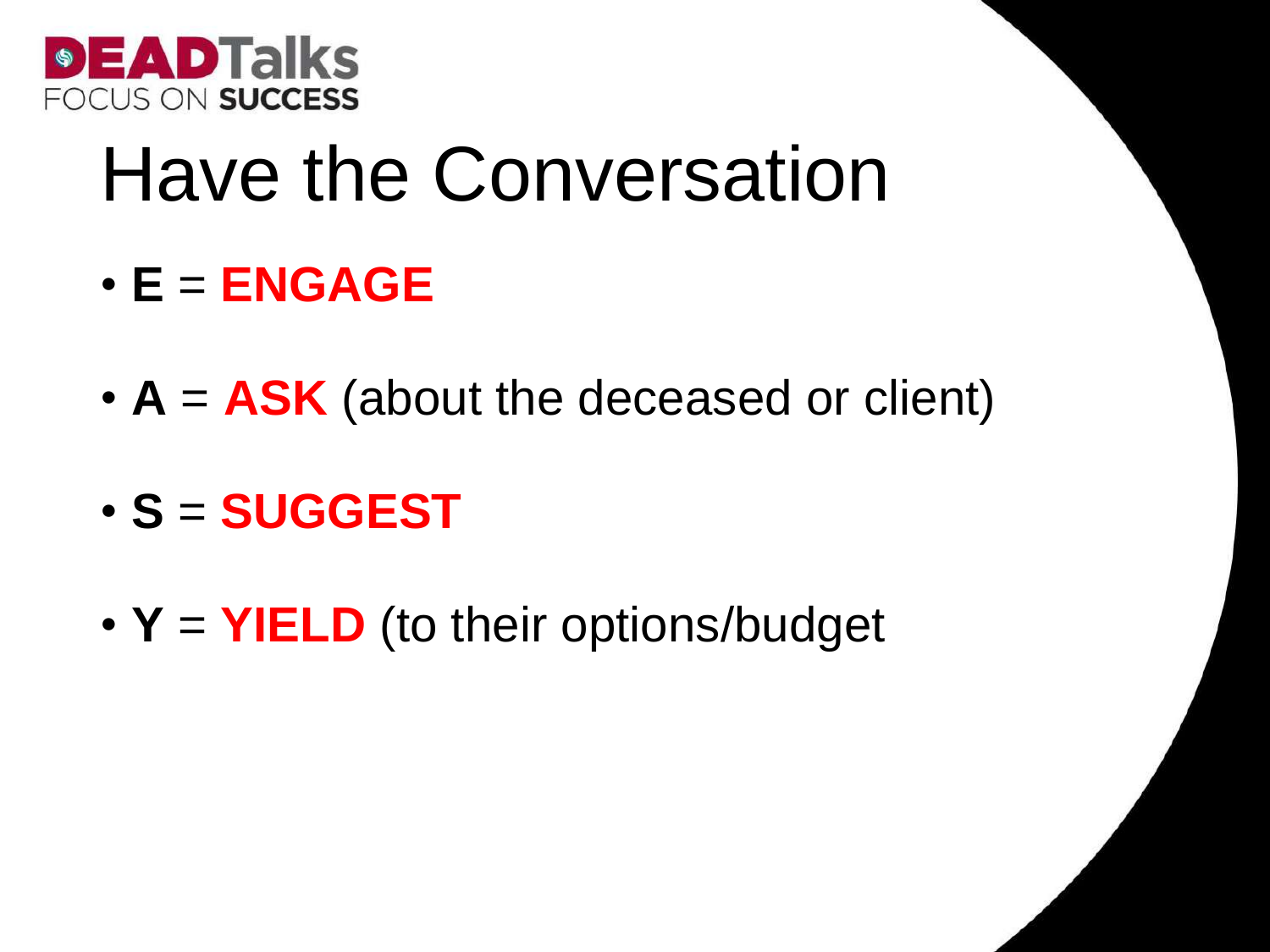DEADTalks
FOCUS ON SUCCESS

# Have the Conversation

- **E** = **ENGAGE**
- **A** = **ASK** (about the deceased or client)
- **S** = **SUGGEST**
- **Y** = **YIELD** (to their options/budget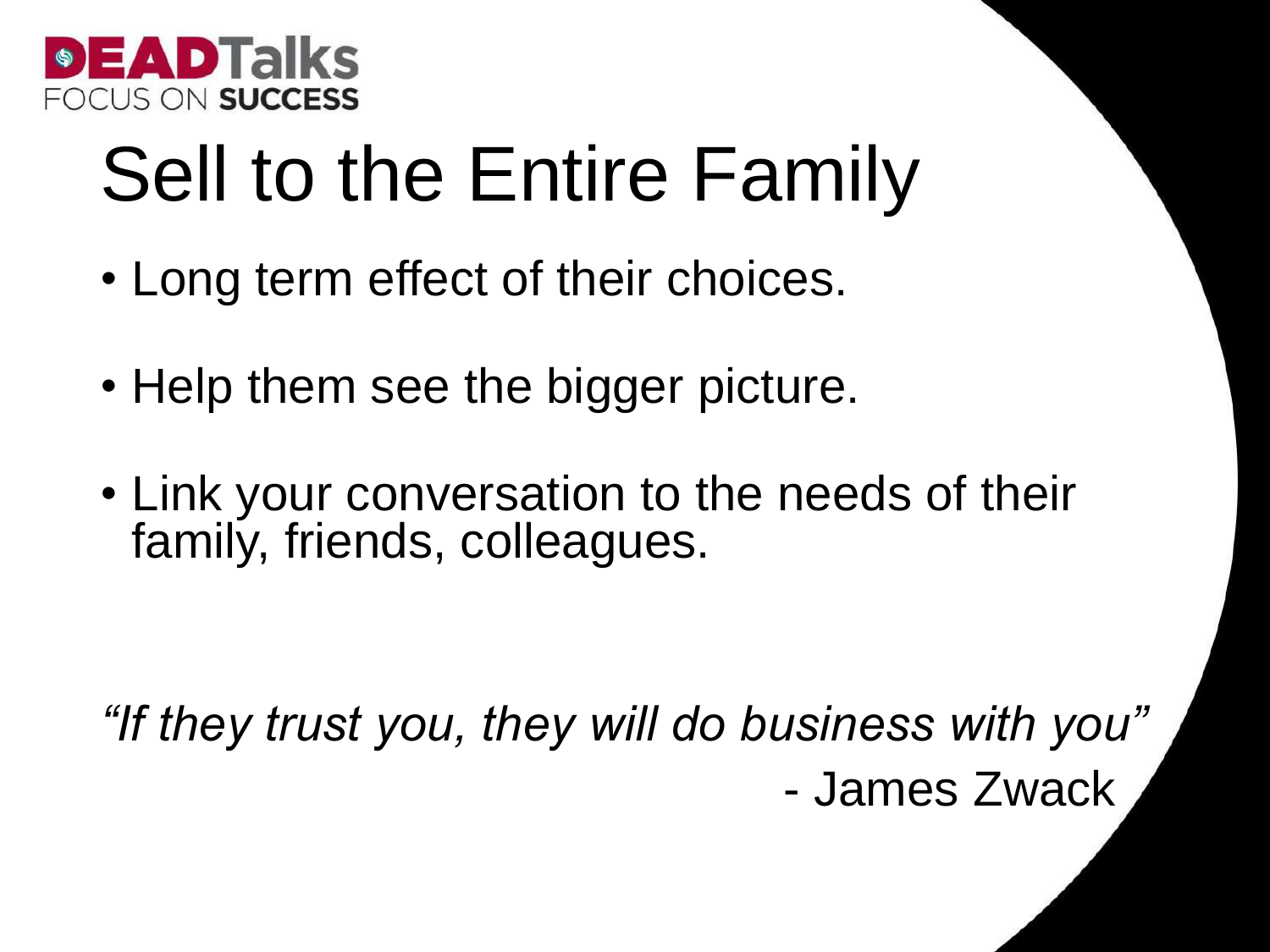DEADTalks
FOCUS ON SUCCESS

# Sell to the Entire Family

- Long term effect of their choices.
- Help them see the bigger picture.
- Link your conversation to the needs of their family, friends, colleagues.

*"If they trust you, they will do business with you"*
- James Zwack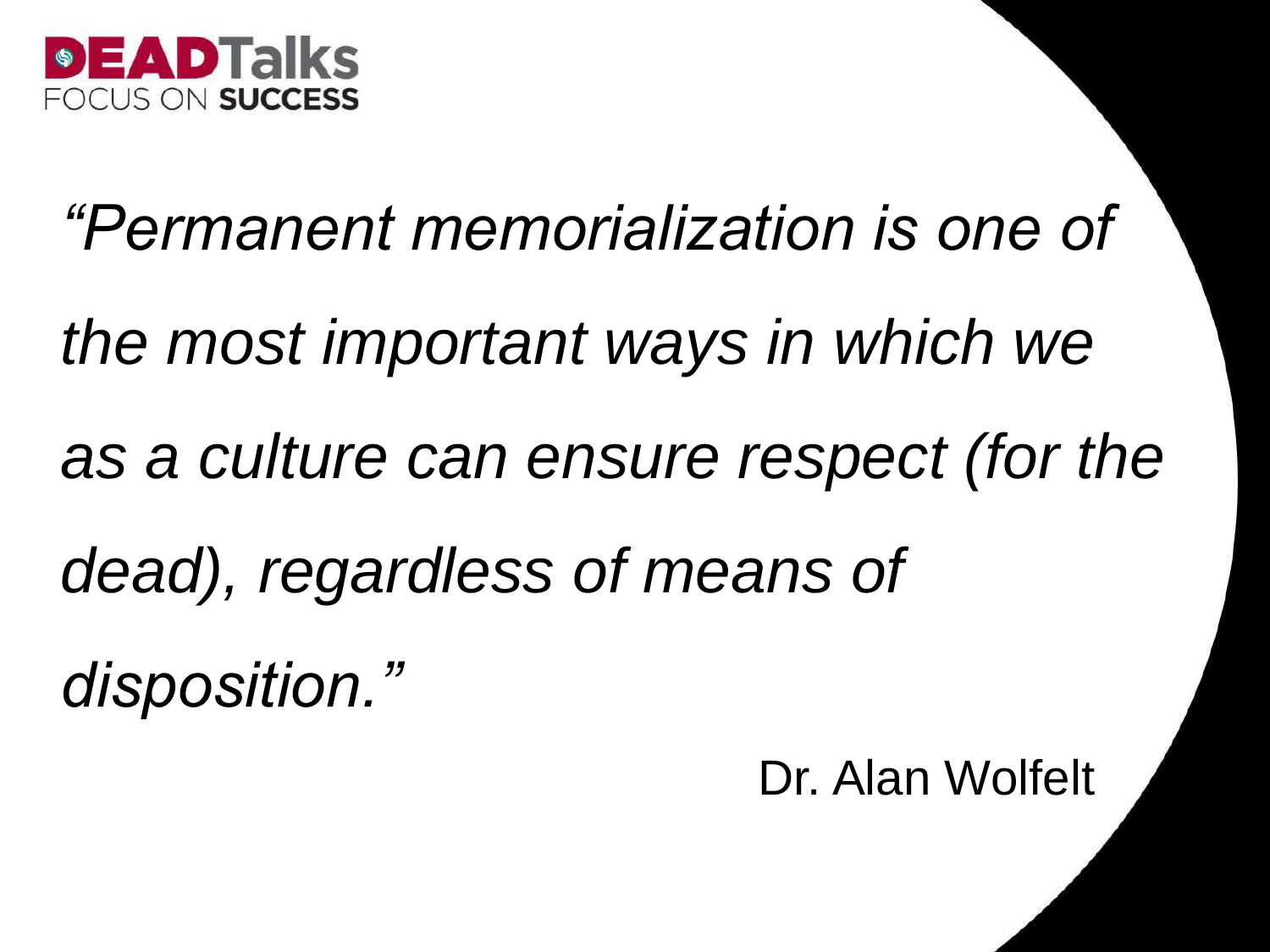*“Permanent memorialization is one of the most important ways in which we as a culture can ensure respect (for the dead), regardless of means of disposition.”*

Dr. Alan Wolfelt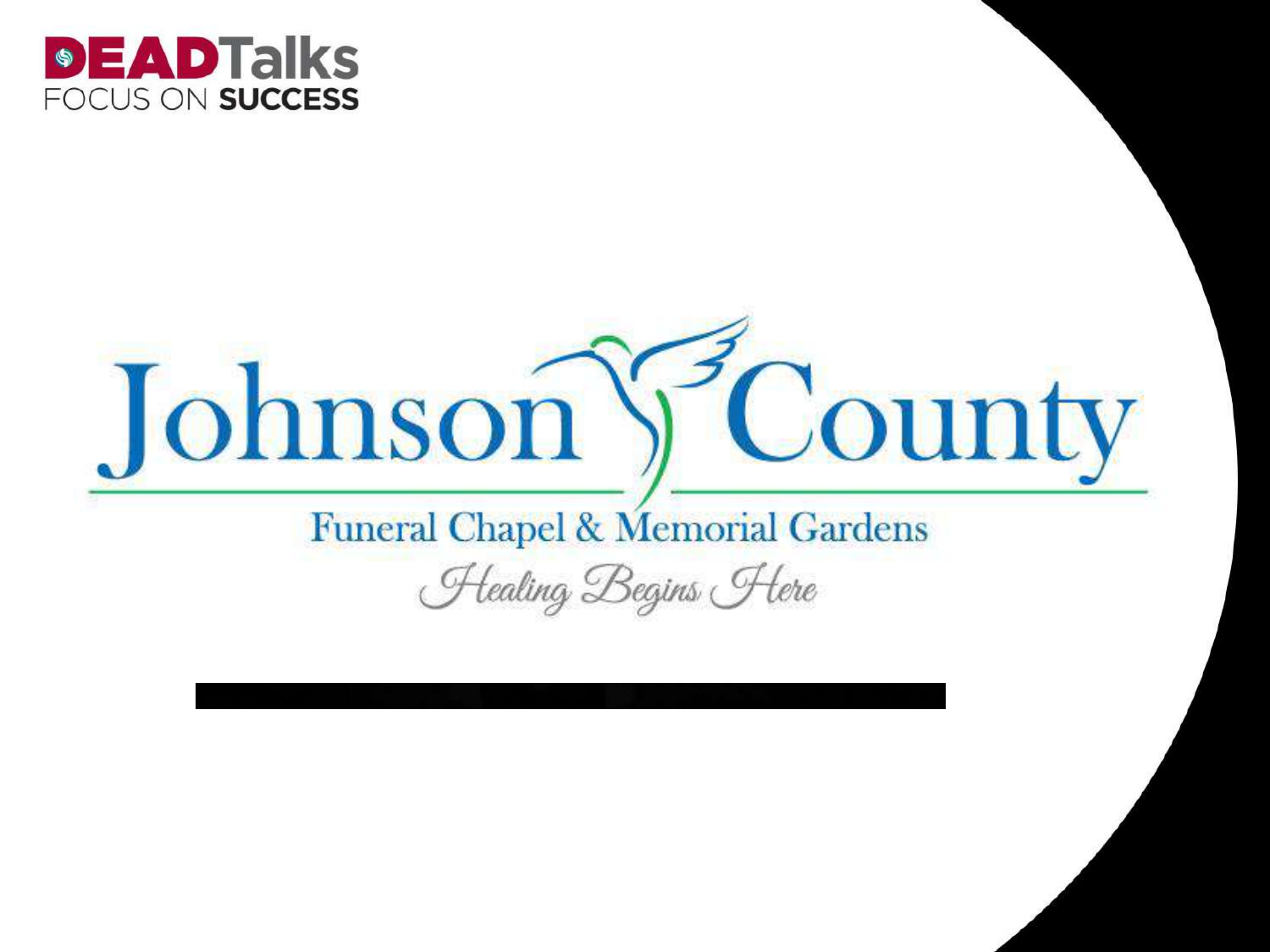**DEAD**Talks
FOCUS ON **SUCCESS**

# Johnson County

Funeral Chapel & Memorial Gardens

*Healing Begins Here*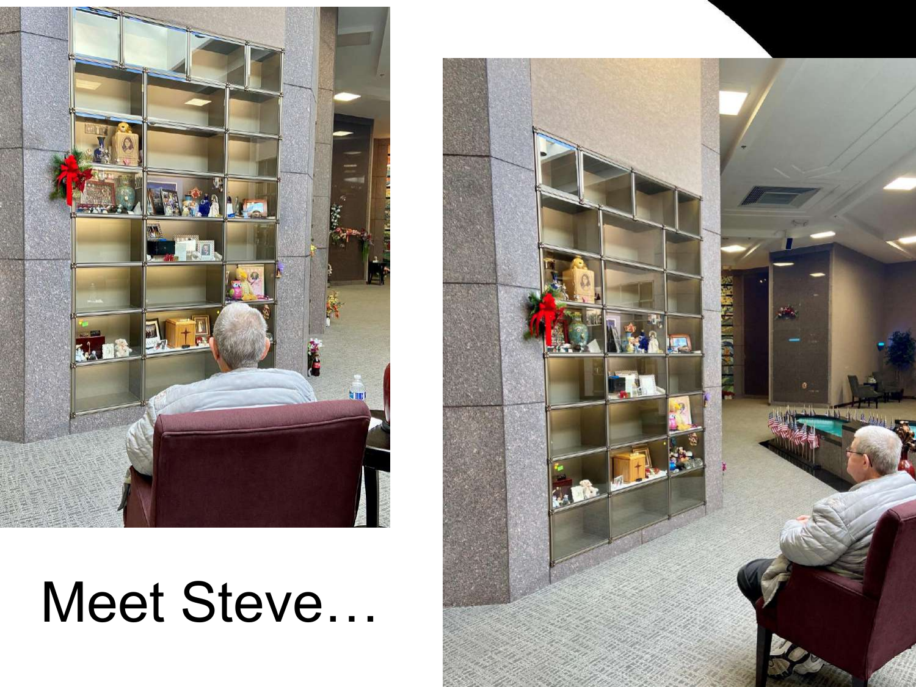Meet Steve…